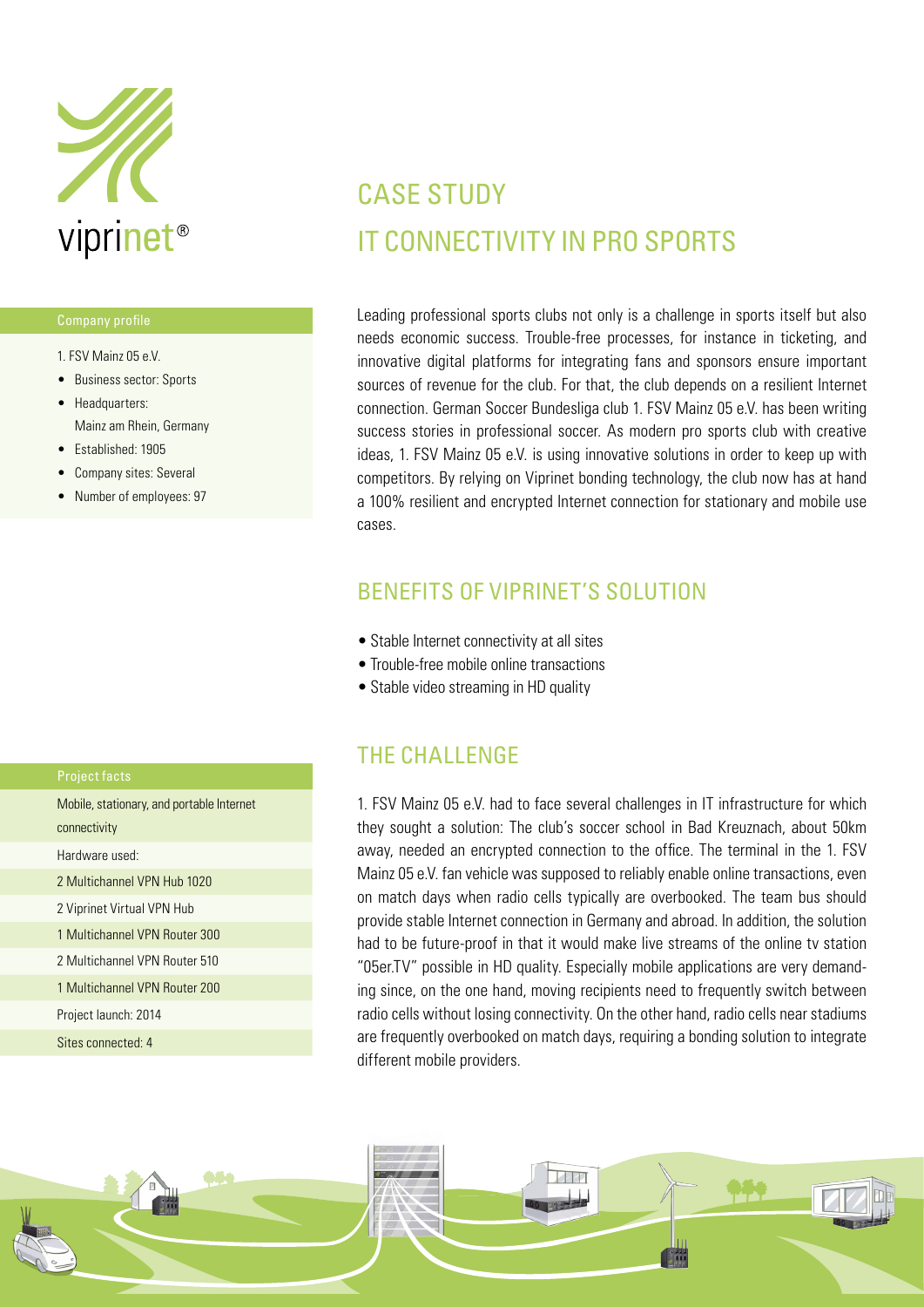viprinet®

# CASE STUDY
# IT CONNECTIVITY IN PRO SPORTS

Leading professional sports clubs not only is a challenge in sports itself but also needs economic success. Trouble-free processes, for instance in ticketing, and innovative digital platforms for integrating fans and sponsors ensure important sources of revenue for the club. For that, the club depends on a resilient Internet connection. German Soccer Bundesliga club 1. FSV Mainz 05 e.V. has been writing success stories in professional soccer. As modern pro sports club with creative ideas, 1. FSV Mainz 05 e.V. is using innovative solutions in order to keep up with competitors. By relying on Viprinet bonding technology, the club now has at hand a 100% resilient and encrypted Internet connection for stationary and mobile use cases.

### Company profile

1. FSV Mainz 05 e.V.

- Business sector: Sports
- Headquarters: Mainz am Rhein, Germany
- Established: 1905
- Company sites: Several
- Number of employees: 97

## BENEFITS OF VIPRINET'S SOLUTION

- Stable Internet connectivity at all sites
- Trouble-free mobile online transactions
- Stable video streaming in HD quality

## THE CHALLENGE

1. FSV Mainz 05 e.V. had to face several challenges in IT infrastructure for which they sought a solution: The club's soccer school in Bad Kreuznach, about 50km away, needed an encrypted connection to the office. The terminal in the 1. FSV Mainz 05 e.V. fan vehicle was supposed to reliably enable online transactions, even on match days when radio cells typically are overbooked. The team bus should provide stable Internet connection in Germany and abroad. In addition, the solution had to be future-proof in that it would make live streams of the online tv station "05er.TV" possible in HD quality. Especially mobile applications are very demanding since, on the one hand, moving recipients need to frequently switch between radio cells without losing connectivity. On the other hand, radio cells near stadiums are frequently overbooked on match days, requiring a bonding solution to integrate different mobile providers.

### Project facts

| Project facts |
| --- |
| Mobile, stationary, and portable Internet connectivity |
| Hardware used: |
| 2 Multichannel VPN Hub 1020 |
| 2 Viprinet Virtual VPN Hub |
| 1 Multichannel VPN Router 300 |
| 2 Multichannel VPN Router 510 |
| 1 Multichannel VPN Router 200 |
| Project launch: 2014 |
| Sites connected: 4 |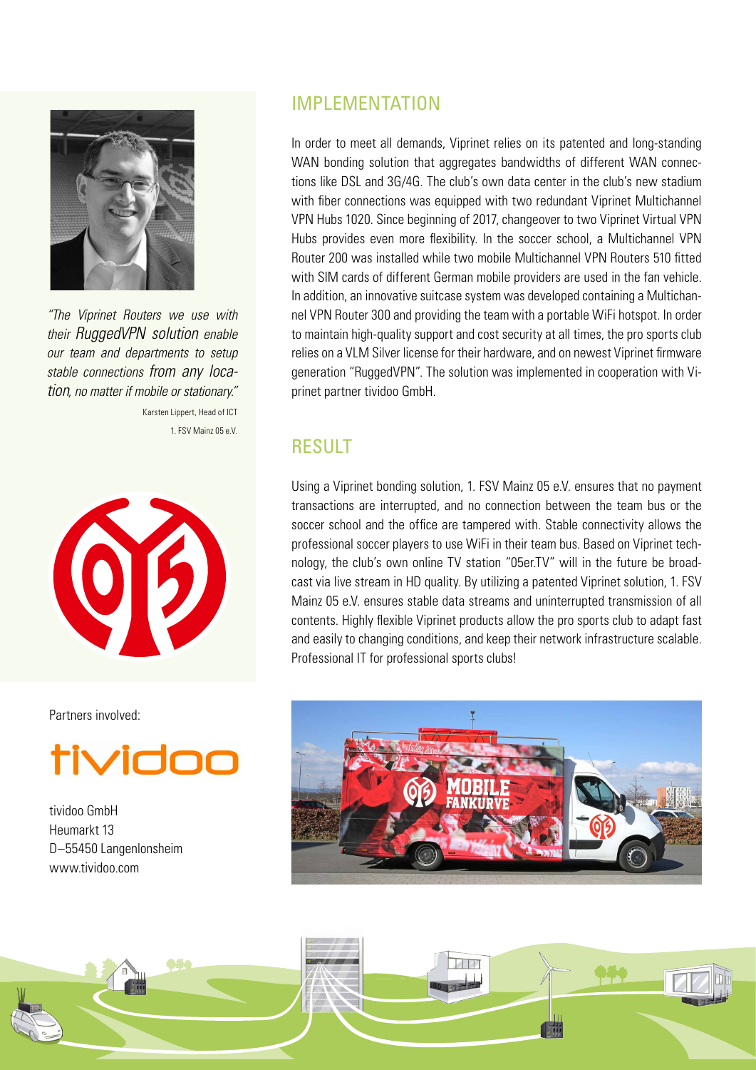*"The Viprinet Routers we use with their RuggedVPN solution enable our team and departments to setup stable connections from any location, no matter if mobile or stationary."*

Karsten Lippert, Head of ICT
1. FSV Mainz 05 e.V.

## IMPLEMENTATION

In order to meet all demands, Viprinet relies on its patented and long-standing WAN bonding solution that aggregates bandwidths of different WAN connections like DSL and 3G/4G. The club's own data center in the club's new stadium with fiber connections was equipped with two redundant Viprinet Multichannel VPN Hubs 1020. Since beginning of 2017, changeover to two Viprinet Virtual VPN Hubs provides even more flexibility. In the soccer school, a Multichannel VPN Router 200 was installed while two mobile Multichannel VPN Routers 510 fitted with SIM cards of different German mobile providers are used in the fan vehicle. In addition, an innovative suitcase system was developed containing a Multichannel VPN Router 300 and providing the team with a portable WiFi hotspot. In order to maintain high-quality support and cost security at all times, the pro sports club relies on a VLM Silver license for their hardware, and on newest Viprinet firmware generation "RuggedVPN". The solution was implemented in cooperation with Viprinet partner tividoo GmbH.

## RESULT

Using a Viprinet bonding solution, 1. FSV Mainz 05 e.V. ensures that no payment transactions are interrupted, and no connection between the team bus or the soccer school and the office are tampered with. Stable connectivity allows the professional soccer players to use WiFi in their team bus. Based on Viprinet technology, the club's own online TV station "05er.TV" will in the future be broadcast via live stream in HD quality. By utilizing a patented Viprinet solution, 1. FSV Mainz 05 e.V. ensures stable data streams and uninterrupted transmission of all contents. Highly flexible Viprinet products allow the pro sports club to adapt fast and easily to changing conditions, and keep their network infrastructure scalable. Professional IT for professional sports clubs!

Partners involved:

tividoo

tividoo GmbH
Heumarkt 13
D–55450 Langenlonsheim
www.tividoo.com